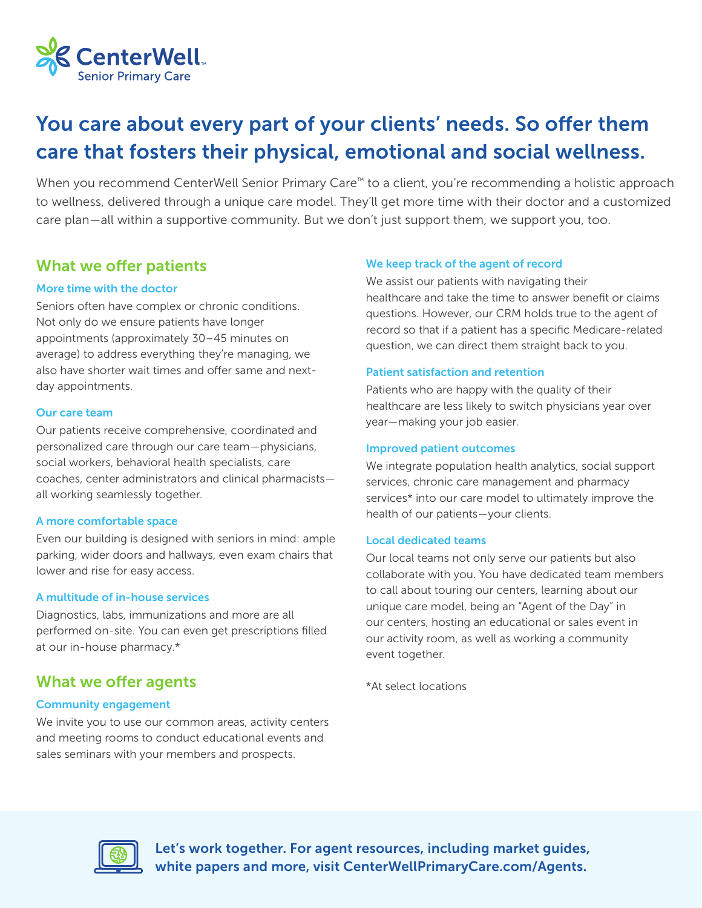CenterWell™
Senior Primary Care

# You care about every part of your clients' needs. So offer them care that fosters their physical, emotional and social wellness.

When you recommend CenterWell Senior Primary Care™ to a client, you're recommending a holistic approach to wellness, delivered through a unique care model. They'll get more time with their doctor and a customized care plan—all within a supportive community. But we don't just support them, we support you, too.

## What we offer patients

### More time with the doctor

Seniors often have complex or chronic conditions. Not only do we ensure patients have longer appointments (approximately 30–45 minutes on average) to address everything they're managing, we also have shorter wait times and offer same and next-day appointments.

### Our care team

Our patients receive comprehensive, coordinated and personalized care through our care team—physicians, social workers, behavioral health specialists, care coaches, center administrators and clinical pharmacists—all working seamlessly together.

### A more comfortable space

Even our building is designed with seniors in mind: ample parking, wider doors and hallways, even exam chairs that lower and rise for easy access.

### A multitude of in-house services

Diagnostics, labs, immunizations and more are all performed on-site. You can even get prescriptions filled at our in-house pharmacy.*

## What we offer agents

### Community engagement

We invite you to use our common areas, activity centers and meeting rooms to conduct educational events and sales seminars with your members and prospects.

### We keep track of the agent of record

We assist our patients with navigating their healthcare and take the time to answer benefit or claims questions. However, our CRM holds true to the agent of record so that if a patient has a specific Medicare-related question, we can direct them straight back to you.

### Patient satisfaction and retention

Patients who are happy with the quality of their healthcare are less likely to switch physicians year over year—making your job easier.

### Improved patient outcomes

We integrate population health analytics, social support services, chronic care management and pharmacy services* into our care model to ultimately improve the health of our patients—your clients.

### Local dedicated teams

Our local teams not only serve our patients but also collaborate with you. You have dedicated team members to call about touring our centers, learning about our unique care model, being an "Agent of the Day" in our centers, hosting an educational or sales event in our activity room, as well as working a community event together.

*At select locations

**Let's work together. For agent resources, including market guides, white papers and more, visit CenterWellPrimaryCare.com/Agents.**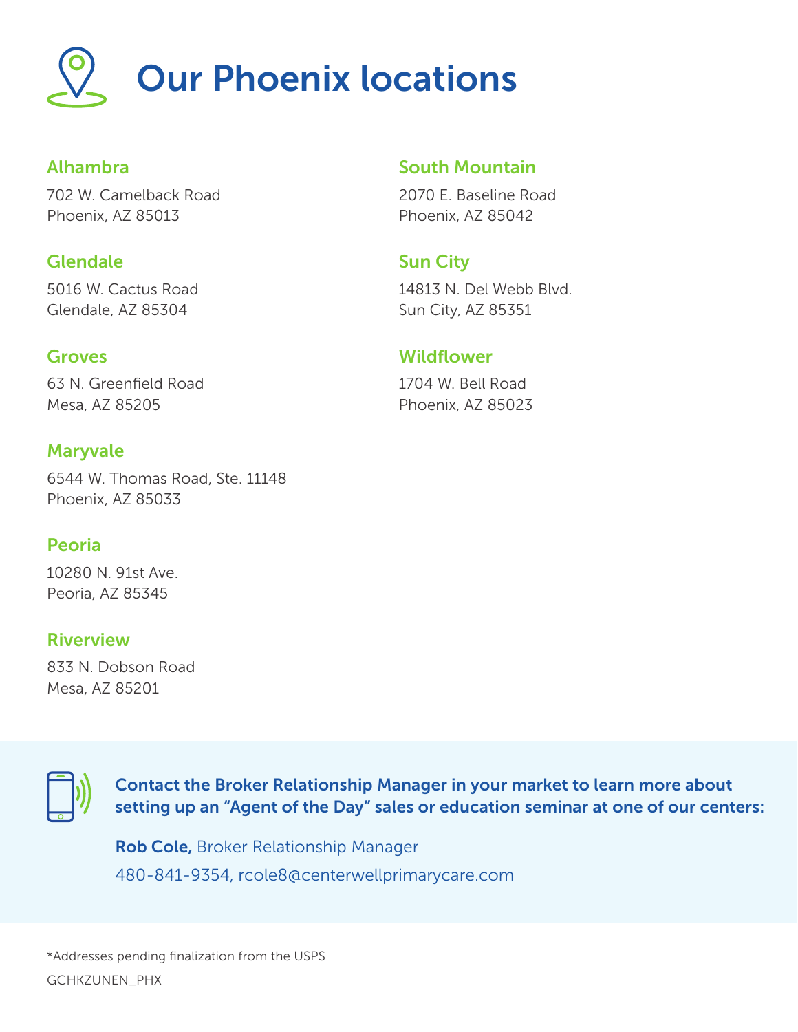# Our Phoenix locations

### Alhambra

702 W. Camelback Road
Phoenix, AZ 85013

### Glendale

5016 W. Cactus Road
Glendale, AZ 85304

### Groves

63 N. Greenfield Road
Mesa, AZ 85205

### Maryvale

6544 W. Thomas Road, Ste. 11148
Phoenix, AZ 85033

### Peoria

10280 N. 91st Ave.
Peoria, AZ 85345

### Riverview

833 N. Dobson Road
Mesa, AZ 85201

### South Mountain

2070 E. Baseline Road
Phoenix, AZ 85042

### Sun City

14813 N. Del Webb Blvd.
Sun City, AZ 85351

### Wildflower

1704 W. Bell Road
Phoenix, AZ 85023

**Contact the Broker Relationship Manager in your market to learn more about setting up an "Agent of the Day" sales or education seminar at one of our centers:**

**Rob Cole,** Broker Relationship Manager
480-841-9354, rcole8@centerwellprimarycare.com

*Addresses pending finalization from the USPS

GCHKZUNEN_PHX